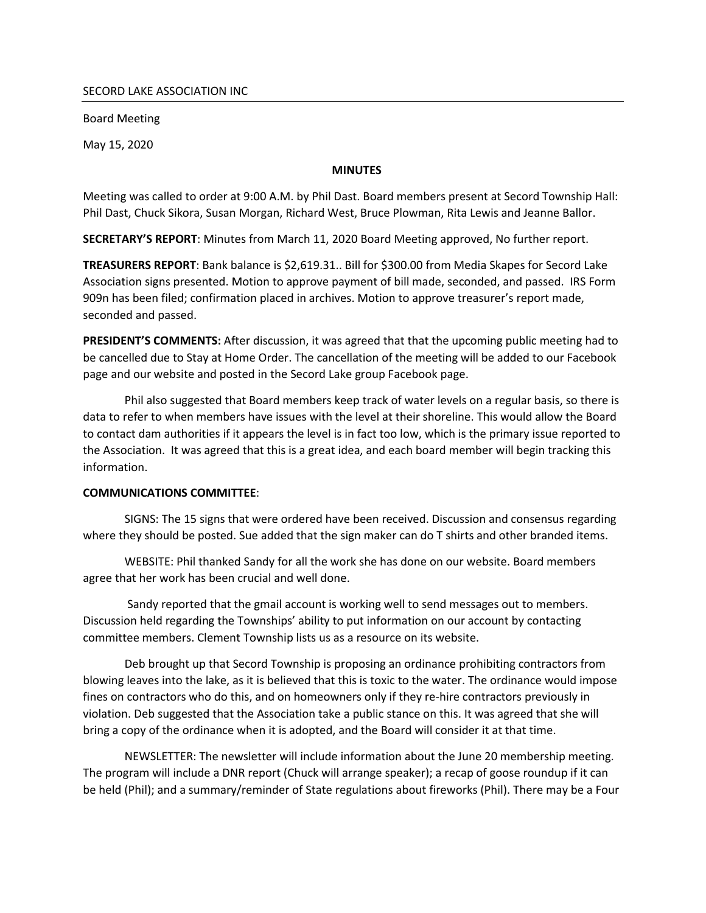SECORD LAKE ASSOCIATION INC

Board Meeting

May 15, 2020

**MINUTES**

Meeting was called to order at 9:00 A.M. by Phil Dast. Board members present at Secord Township Hall: Phil Dast, Chuck Sikora, Susan Morgan, Richard West, Bruce Plowman, Rita Lewis and Jeanne Ballor.

**SECRETARY'S REPORT**: Minutes from March 11, 2020 Board Meeting approved, No further report.

**TREASURERS REPORT**: Bank balance is $2,619.31.. Bill for $300.00 from Media Skapes for Secord Lake Association signs presented. Motion to approve payment of bill made, seconded, and passed. IRS Form 909n has been filed; confirmation placed in archives. Motion to approve treasurer's report made, seconded and passed.

**PRESIDENT'S COMMENTS:** After discussion, it was agreed that that the upcoming public meeting had to be cancelled due to Stay at Home Order. The cancellation of the meeting will be added to our Facebook page and our website and posted in the Secord Lake group Facebook page.

Phil also suggested that Board members keep track of water levels on a regular basis, so there is data to refer to when members have issues with the level at their shoreline. This would allow the Board to contact dam authorities if it appears the level is in fact too low, which is the primary issue reported to the Association. It was agreed that this is a great idea, and each board member will begin tracking this information.

**COMMUNICATIONS COMMITTEE**:

SIGNS: The 15 signs that were ordered have been received. Discussion and consensus regarding where they should be posted. Sue added that the sign maker can do T shirts and other branded items.

WEBSITE: Phil thanked Sandy for all the work she has done on our website. Board members agree that her work has been crucial and well done.

Sandy reported that the gmail account is working well to send messages out to members. Discussion held regarding the Townships' ability to put information on our account by contacting committee members. Clement Township lists us as a resource on its website.

Deb brought up that Secord Township is proposing an ordinance prohibiting contractors from blowing leaves into the lake, as it is believed that this is toxic to the water. The ordinance would impose fines on contractors who do this, and on homeowners only if they re-hire contractors previously in violation. Deb suggested that the Association take a public stance on this. It was agreed that she will bring a copy of the ordinance when it is adopted, and the Board will consider it at that time.

NEWSLETTER: The newsletter will include information about the June 20 membership meeting. The program will include a DNR report (Chuck will arrange speaker); a recap of goose roundup if it can be held (Phil); and a summary/reminder of State regulations about fireworks (Phil). There may be a Four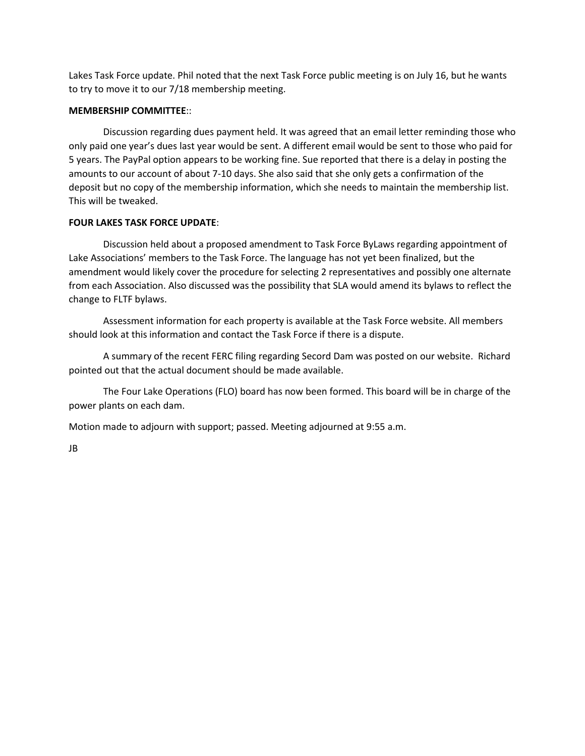Lakes Task Force update. Phil noted that the next Task Force public meeting is on July 16, but he wants to try to move it to our 7/18 membership meeting.

**MEMBERSHIP COMMITTEE**::

Discussion regarding dues payment held. It was agreed that an email letter reminding those who only paid one year's dues last year would be sent. A different email would be sent to those who paid for 5 years. The PayPal option appears to be working fine. Sue reported that there is a delay in posting the amounts to our account of about 7-10 days. She also said that she only gets a confirmation of the deposit but no copy of the membership information, which she needs to maintain the membership list. This will be tweaked.

**FOUR LAKES TASK FORCE UPDATE**:

Discussion held about a proposed amendment to Task Force ByLaws regarding appointment of Lake Associations' members to the Task Force. The language has not yet been finalized, but the amendment would likely cover the procedure for selecting 2 representatives and possibly one alternate from each Association. Also discussed was the possibility that SLA would amend its bylaws to reflect the change to FLTF bylaws.

Assessment information for each property is available at the Task Force website. All members should look at this information and contact the Task Force if there is a dispute.

A summary of the recent FERC filing regarding Secord Dam was posted on our website. Richard pointed out that the actual document should be made available.

The Four Lake Operations (FLO) board has now been formed. This board will be in charge of the power plants on each dam.

Motion made to adjourn with support; passed. Meeting adjourned at 9:55 a.m.

JB